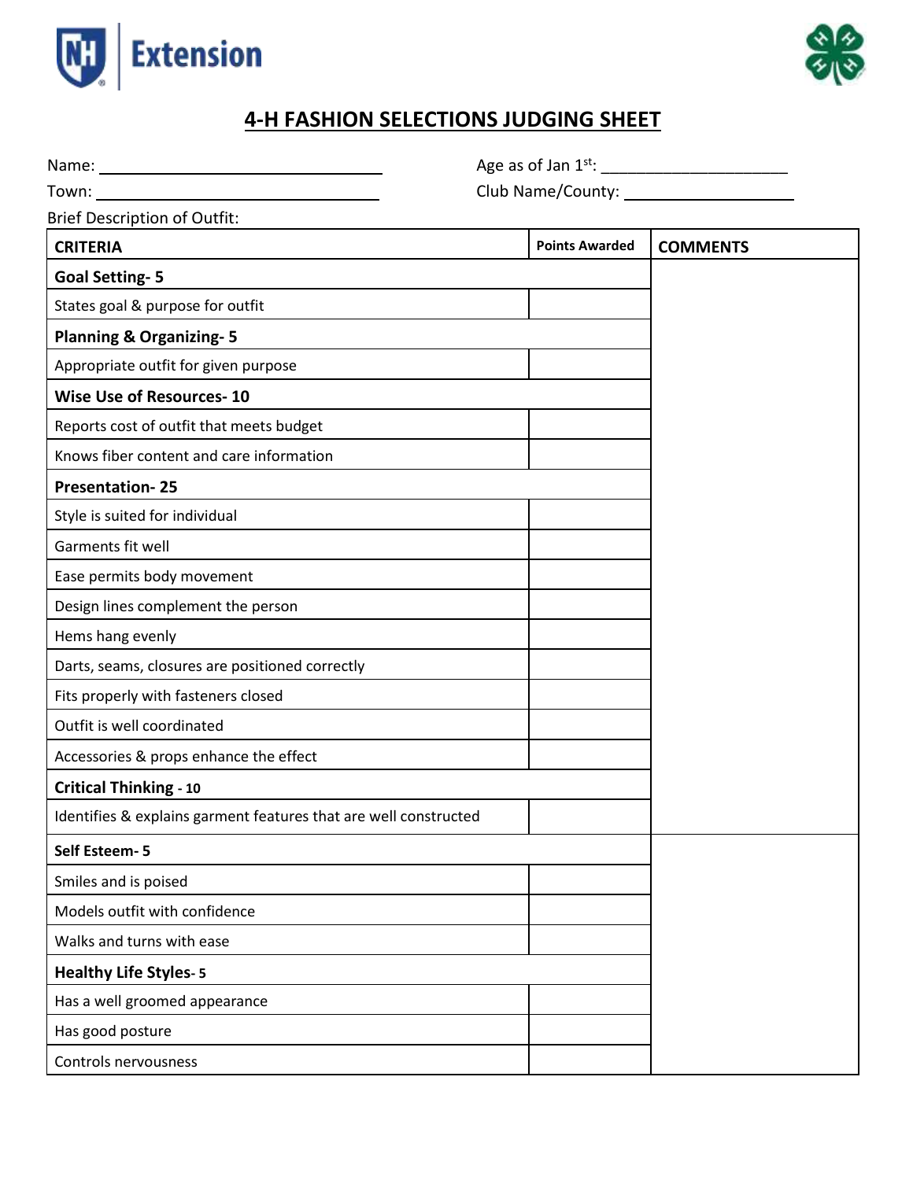# 4-H FASHION SELECTIONS JUDGING SHEET

Name: ______________________________ Age as of Jan 1st: ____________________

Town: ______________________________ Club Name/County: ____________________

Brief Description of Outfit:

| CRITERIA | Points Awarded | COMMENTS |
|---|---|---|
| **Goal Setting- 5** | | |
| States goal & purpose for outfit | | |
| **Planning & Organizing- 5** | | |
| Appropriate outfit for given purpose | | |
| **Wise Use of Resources- 10** | | |
| Reports cost of outfit that meets budget | | |
| Knows fiber content and care information | | |
| **Presentation- 25** | | |
| Style is suited for individual | | |
| Garments fit well | | |
| Ease permits body movement | | |
| Design lines complement the person | | |
| Hems hang evenly | | |
| Darts, seams, closures are positioned correctly | | |
| Fits properly with fasteners closed | | |
| Outfit is well coordinated | | |
| Accessories & props enhance the effect | | |
| **Critical Thinking - 10** | | |
| Identifies & explains garment features that are well constructed | | |
| **Self Esteem- 5** | | |
| Smiles and is poised | | |
| Models outfit with confidence | | |
| Walks and turns with ease | | |
| **Healthy Life Styles- 5** | | |
| Has a well groomed appearance | | |
| Has good posture | | |
| Controls nervousness | | |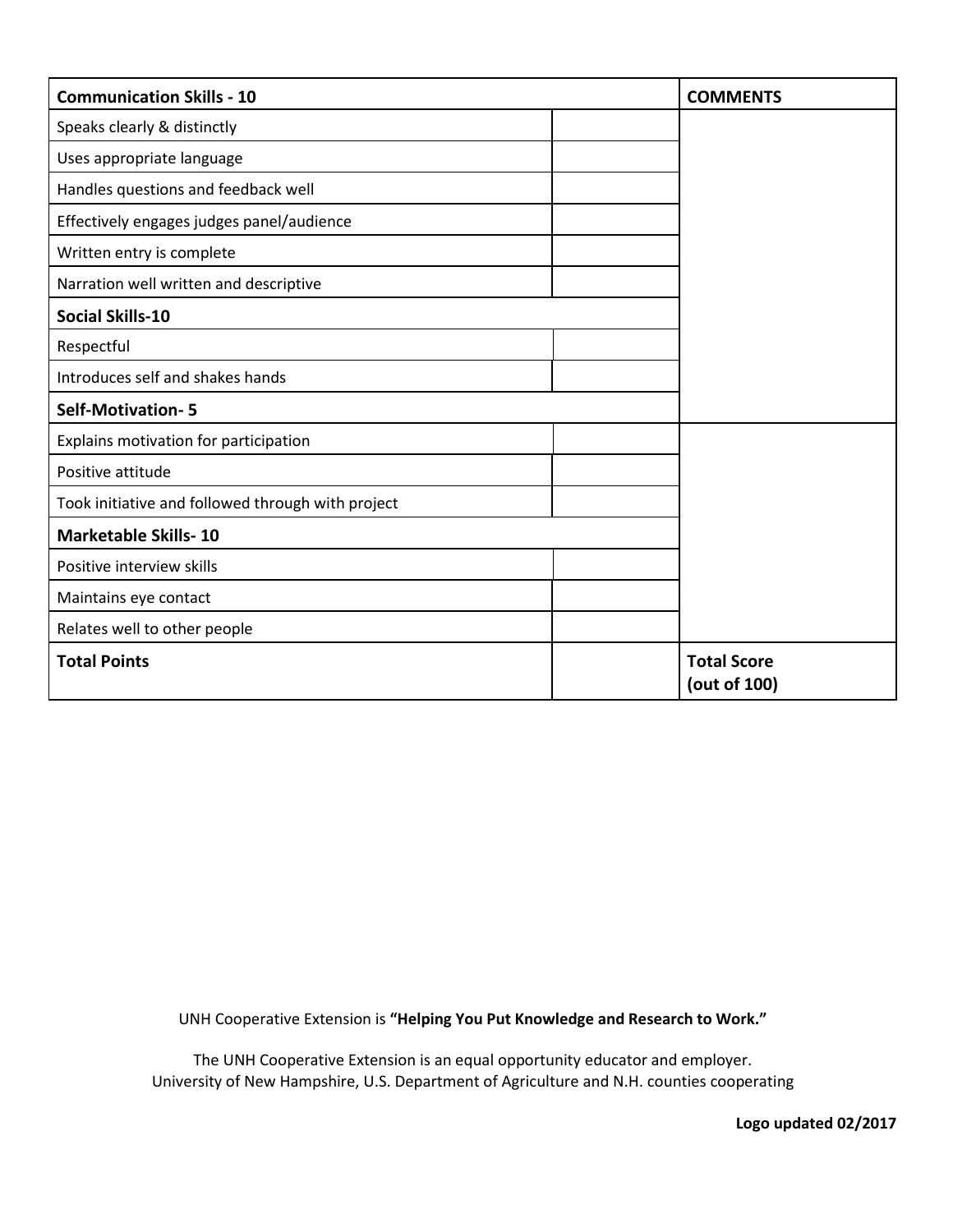| **Communication Skills - 10** | | **COMMENTS** |
|---|---|---|
| Speaks clearly & distinctly | | |
| Uses appropriate language | | |
| Handles questions and feedback well | | |
| Effectively engages judges panel/audience | | |
| Written entry is complete | | |
| Narration well written and descriptive | | |
| **Social Skills-10** | | |
| Respectful | | |
| Introduces self and shakes hands | | |
| **Self-Motivation- 5** | | |
| Explains motivation for participation | | |
| Positive attitude | | |
| Took initiative and followed through with project | | |
| **Marketable Skills- 10** | | |
| Positive interview skills | | |
| Maintains eye contact | | |
| Relates well to other people | | |
| **Total Points** | | **Total Score (out of 100)** |

UNH Cooperative Extension is **"Helping You Put Knowledge and Research to Work."**

The UNH Cooperative Extension is an equal opportunity educator and employer.
University of New Hampshire, U.S. Department of Agriculture and N.H. counties cooperating

**Logo updated 02/2017**